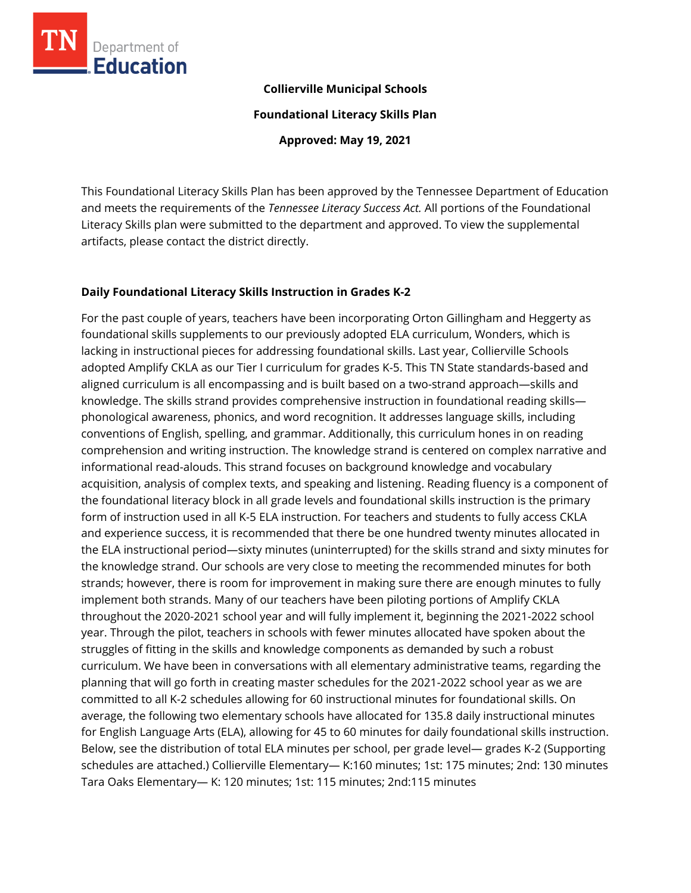**Collierville Municipal Schools**

**Foundational Literacy Skills Plan**

**Approved: May 19, 2021**

This Foundational Literacy Skills Plan has been approved by the Tennessee Department of Education and meets the requirements of the *Tennessee Literacy Success Act.* All portions of the Foundational Literacy Skills plan were submitted to the department and approved. To view the supplemental artifacts, please contact the district directly.

## Daily Foundational Literacy Skills Instruction in Grades K-2

For the past couple of years, teachers have been incorporating Orton Gillingham and Heggerty as foundational skills supplements to our previously adopted ELA curriculum, Wonders, which is lacking in instructional pieces for addressing foundational skills. Last year, Collierville Schools adopted Amplify CKLA as our Tier I curriculum for grades K-5. This TN State standards-based and aligned curriculum is all encompassing and is built based on a two-strand approach—skills and knowledge. The skills strand provides comprehensive instruction in foundational reading skills—phonological awareness, phonics, and word recognition. It addresses language skills, including conventions of English, spelling, and grammar. Additionally, this curriculum hones in on reading comprehension and writing instruction. The knowledge strand is centered on complex narrative and informational read-alouds. This strand focuses on background knowledge and vocabulary acquisition, analysis of complex texts, and speaking and listening. Reading fluency is a component of the foundational literacy block in all grade levels and foundational skills instruction is the primary form of instruction used in all K-5 ELA instruction. For teachers and students to fully access CKLA and experience success, it is recommended that there be one hundred twenty minutes allocated in the ELA instructional period—sixty minutes (uninterrupted) for the skills strand and sixty minutes for the knowledge strand. Our schools are very close to meeting the recommended minutes for both strands; however, there is room for improvement in making sure there are enough minutes to fully implement both strands. Many of our teachers have been piloting portions of Amplify CKLA throughout the 2020-2021 school year and will fully implement it, beginning the 2021-2022 school year. Through the pilot, teachers in schools with fewer minutes allocated have spoken about the struggles of fitting in the skills and knowledge components as demanded by such a robust curriculum. We have been in conversations with all elementary administrative teams, regarding the planning that will go forth in creating master schedules for the 2021-2022 school year as we are committed to all K-2 schedules allowing for 60 instructional minutes for foundational skills. On average, the following two elementary schools have allocated for 135.8 daily instructional minutes for English Language Arts (ELA), allowing for 45 to 60 minutes for daily foundational skills instruction. Below, see the distribution of total ELA minutes per school, per grade level— grades K-2 (Supporting schedules are attached.) Collierville Elementary— K:160 minutes; 1st: 175 minutes; 2nd: 130 minutes Tara Oaks Elementary— K: 120 minutes; 1st: 115 minutes; 2nd:115 minutes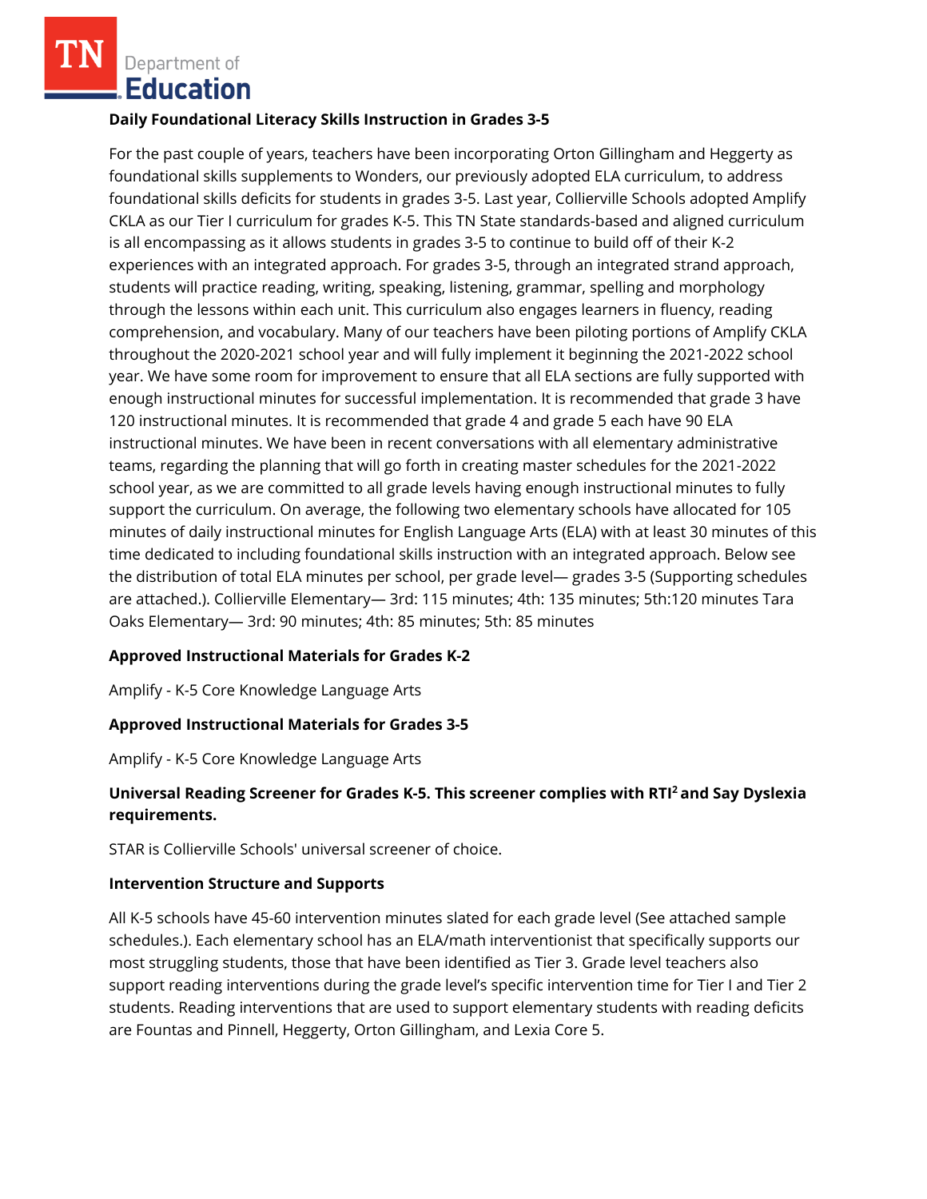**Daily Foundational Literacy Skills Instruction in Grades 3-5**

For the past couple of years, teachers have been incorporating Orton Gillingham and Heggerty as foundational skills supplements to Wonders, our previously adopted ELA curriculum, to address foundational skills deficits for students in grades 3-5. Last year, Collierville Schools adopted Amplify CKLA as our Tier I curriculum for grades K-5. This TN State standards-based and aligned curriculum is all encompassing as it allows students in grades 3-5 to continue to build off of their K-2 experiences with an integrated approach. For grades 3-5, through an integrated strand approach, students will practice reading, writing, speaking, listening, grammar, spelling and morphology through the lessons within each unit. This curriculum also engages learners in fluency, reading comprehension, and vocabulary. Many of our teachers have been piloting portions of Amplify CKLA throughout the 2020-2021 school year and will fully implement it beginning the 2021-2022 school year. We have some room for improvement to ensure that all ELA sections are fully supported with enough instructional minutes for successful implementation. It is recommended that grade 3 have 120 instructional minutes. It is recommended that grade 4 and grade 5 each have 90 ELA instructional minutes. We have been in recent conversations with all elementary administrative teams, regarding the planning that will go forth in creating master schedules for the 2021-2022 school year, as we are committed to all grade levels having enough instructional minutes to fully support the curriculum. On average, the following two elementary schools have allocated for 105 minutes of daily instructional minutes for English Language Arts (ELA) with at least 30 minutes of this time dedicated to including foundational skills instruction with an integrated approach. Below see the distribution of total ELA minutes per school, per grade level— grades 3-5 (Supporting schedules are attached.). Collierville Elementary— 3rd: 115 minutes; 4th: 135 minutes; 5th:120 minutes Tara Oaks Elementary— 3rd: 90 minutes; 4th: 85 minutes; 5th: 85 minutes

**Approved Instructional Materials for Grades K-2**

Amplify - K-5 Core Knowledge Language Arts

**Approved Instructional Materials for Grades 3-5**

Amplify - K-5 Core Knowledge Language Arts

**Universal Reading Screener for Grades K-5. This screener complies with RTI² and Say Dyslexia requirements.**

STAR is Collierville Schools' universal screener of choice.

**Intervention Structure and Supports**

All K-5 schools have 45-60 intervention minutes slated for each grade level (See attached sample schedules.). Each elementary school has an ELA/math interventionist that specifically supports our most struggling students, those that have been identified as Tier 3. Grade level teachers also support reading interventions during the grade level's specific intervention time for Tier I and Tier 2 students. Reading interventions that are used to support elementary students with reading deficits are Fountas and Pinnell, Heggerty, Orton Gillingham, and Lexia Core 5.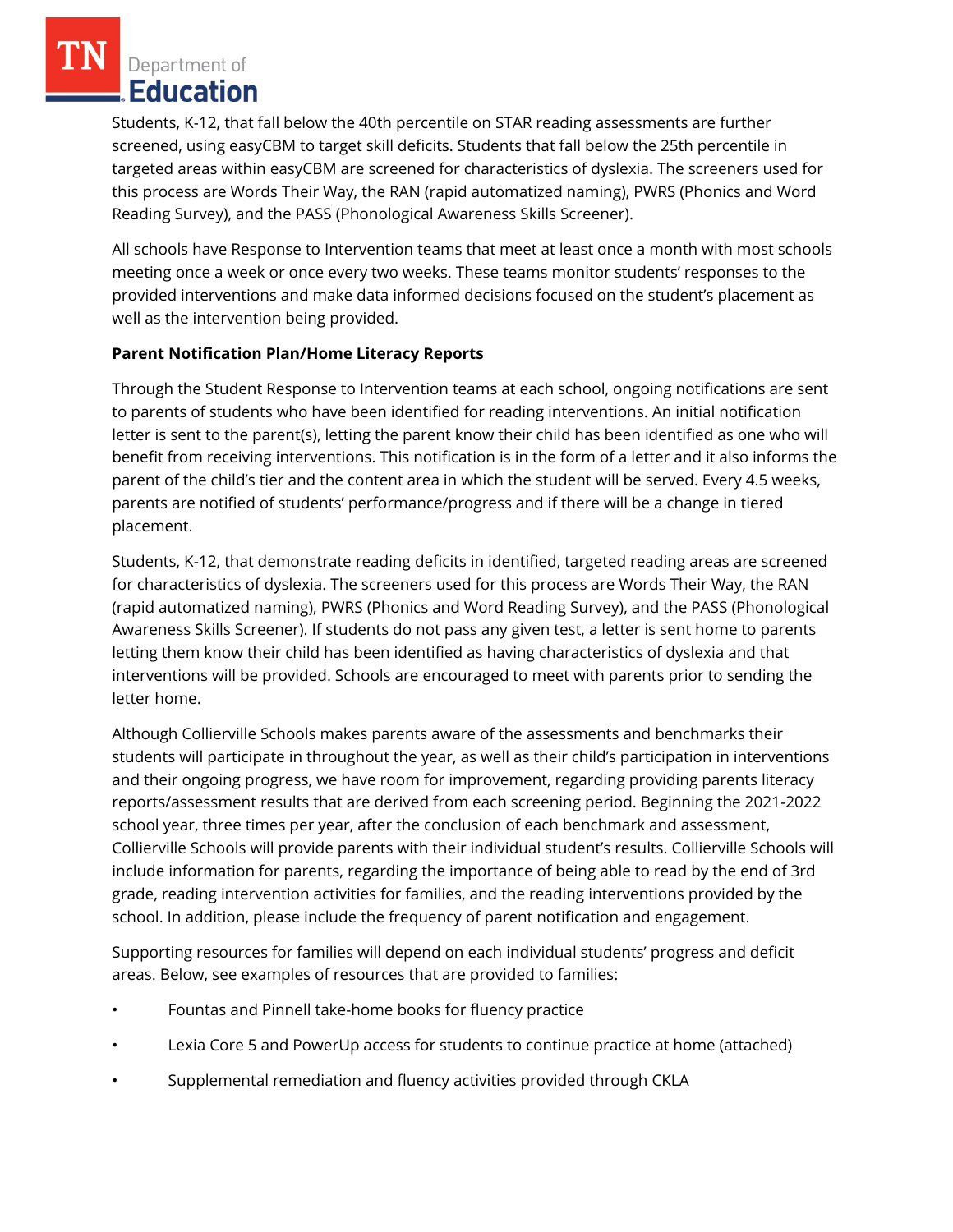Students, K-12, that fall below the 40th percentile on STAR reading assessments are further screened, using easyCBM to target skill deficits. Students that fall below the 25th percentile in targeted areas within easyCBM are screened for characteristics of dyslexia. The screeners used for this process are Words Their Way, the RAN (rapid automatized naming), PWRS (Phonics and Word Reading Survey), and the PASS (Phonological Awareness Skills Screener).

All schools have Response to Intervention teams that meet at least once a month with most schools meeting once a week or once every two weeks. These teams monitor students' responses to the provided interventions and make data informed decisions focused on the student's placement as well as the intervention being provided.

**Parent Notification Plan/Home Literacy Reports**

Through the Student Response to Intervention teams at each school, ongoing notifications are sent to parents of students who have been identified for reading interventions. An initial notification letter is sent to the parent(s), letting the parent know their child has been identified as one who will benefit from receiving interventions. This notification is in the form of a letter and it also informs the parent of the child's tier and the content area in which the student will be served. Every 4.5 weeks, parents are notified of students' performance/progress and if there will be a change in tiered placement.

Students, K-12, that demonstrate reading deficits in identified, targeted reading areas are screened for characteristics of dyslexia. The screeners used for this process are Words Their Way, the RAN (rapid automatized naming), PWRS (Phonics and Word Reading Survey), and the PASS (Phonological Awareness Skills Screener). If students do not pass any given test, a letter is sent home to parents letting them know their child has been identified as having characteristics of dyslexia and that interventions will be provided. Schools are encouraged to meet with parents prior to sending the letter home.

Although Collierville Schools makes parents aware of the assessments and benchmarks their students will participate in throughout the year, as well as their child's participation in interventions and their ongoing progress, we have room for improvement, regarding providing parents literacy reports/assessment results that are derived from each screening period. Beginning the 2021-2022 school year, three times per year, after the conclusion of each benchmark and assessment, Collierville Schools will provide parents with their individual student's results. Collierville Schools will include information for parents, regarding the importance of being able to read by the end of 3rd grade, reading intervention activities for families, and the reading interventions provided by the school. In addition, please include the frequency of parent notification and engagement.

Supporting resources for families will depend on each individual students' progress and deficit areas. Below, see examples of resources that are provided to families:

- Fountas and Pinnell take-home books for fluency practice
- Lexia Core 5 and PowerUp access for students to continue practice at home (attached)
- Supplemental remediation and fluency activities provided through CKLA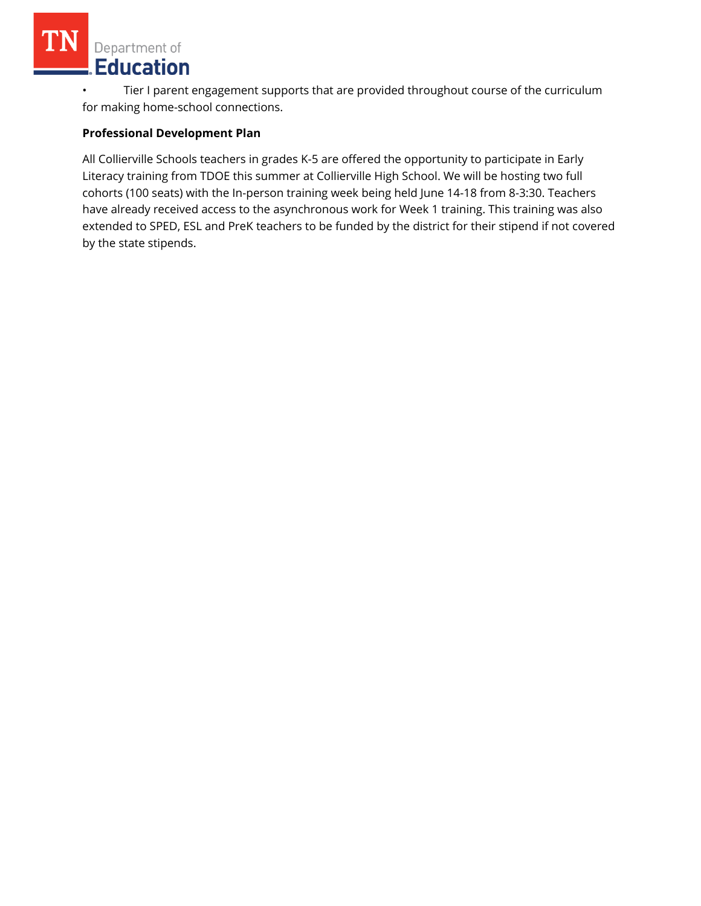- Tier I parent engagement supports that are provided throughout course of the curriculum for making home-school connections.

**Professional Development Plan**

All Collierville Schools teachers in grades K-5 are offered the opportunity to participate in Early Literacy training from TDOE this summer at Collierville High School. We will be hosting two full cohorts (100 seats) with the In-person training week being held June 14-18 from 8-3:30. Teachers have already received access to the asynchronous work for Week 1 training. This training was also extended to SPED, ESL and PreK teachers to be funded by the district for their stipend if not covered by the state stipends.